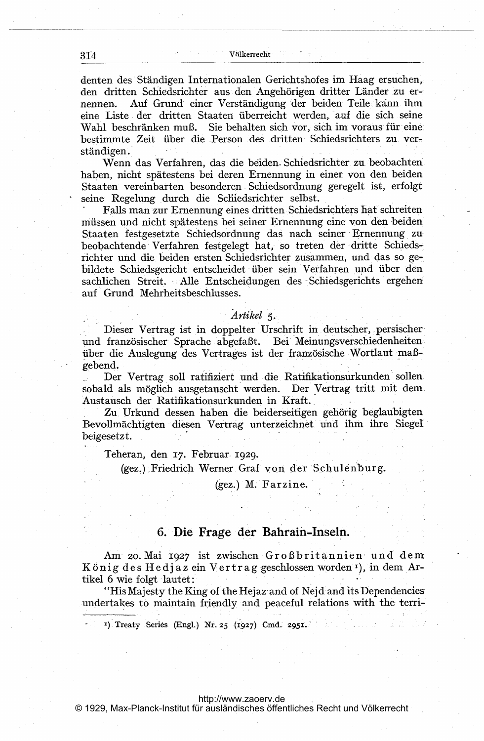denten des Ständigen Internationalen Gerichtshofes im Haag ersuchen, den dritten Schiedsrichter aus den Angehörigen dritter Länder zu ernennen. Auf Grund einer Verständigung der beiden Teile kann ihm eine Liste der dritten Staaten überreicht werden, auf die sich seine Wahl beschränken muß. Sie behalten sich vor, sich im voraus für eine bestimmte Zeit über die Person des dritten Schiedsrichters zu verständigen.

Wenn das Verfahren, das die beiden Schiedsrichter zu beobachten haben, nicht spätestens bei deren Ernennung in einer von den beiden Staaten vereinbarten besonderen Schiedsordnung geregelt ist, erfolgt seine Regelung durch die Schiedsrichter selbst.

Falls man zur Ernennung eines dritten Schiedsrichters hat schreiten müssen und nicht spätestens bei seiner Ernennung eine von den beiden Staaten festgesetzte Schiedsordnung das nach seiner Ernennung zu beobachtende Verfahren festgelegt hat, so treten der dritte Schiedsrichter und die beiden ersten Schiedsrichter zusammen, und das so gebildete Schiedsgericht entscheidet über sein Verfahren und über den sachlichen Streit. Alle Entscheidungen des Schiedsgerichts ergehen auf Grund Mehrheitsbeschlusses.

*Artikel* 5.

Dieser Vertrag ist in doppelter Urschrift in deutscher, persischer und französischer Sprache abgefaßt. Bei Meinungsverschiedenheiten über die Auslegung des Vertrages ist der französische Wortlaut maßgebend.

Der Vertrag soll ratifiziert und die Ratifikationsurkunden sollen sobald als möglich ausgetauscht werden. Der Vertrag tritt mit dem Austausch der Ratifikationsurkunden in Kraft.

Zu Urkund dessen haben die beiderseitigen gehörig beglaubigten Bevollmächtigten diesen Vertrag unterzeichnet und ihm ihre Siegel beigesetzt.

Teheran, den 17. Februar 1929.

(gez.) Friedrich Werner Graf von der Schulenburg.

(gez.) M. Farzine.

## 6. Die Frage der Bahrain-Inseln.

Am 20. Mai 1927 ist zwischen Großbritannien und dem König des Hedjaz ein Vertrag geschlossen worden [1], in dem Artikel 6 wie folgt lautet:

"His Majesty the King of the Hejaz and of Nejd and its Dependencies undertakes to maintain friendly and peaceful relations with the terri-

[1] Treaty Series (Engl.) Nr. 25 (1927) Cmd. 2951.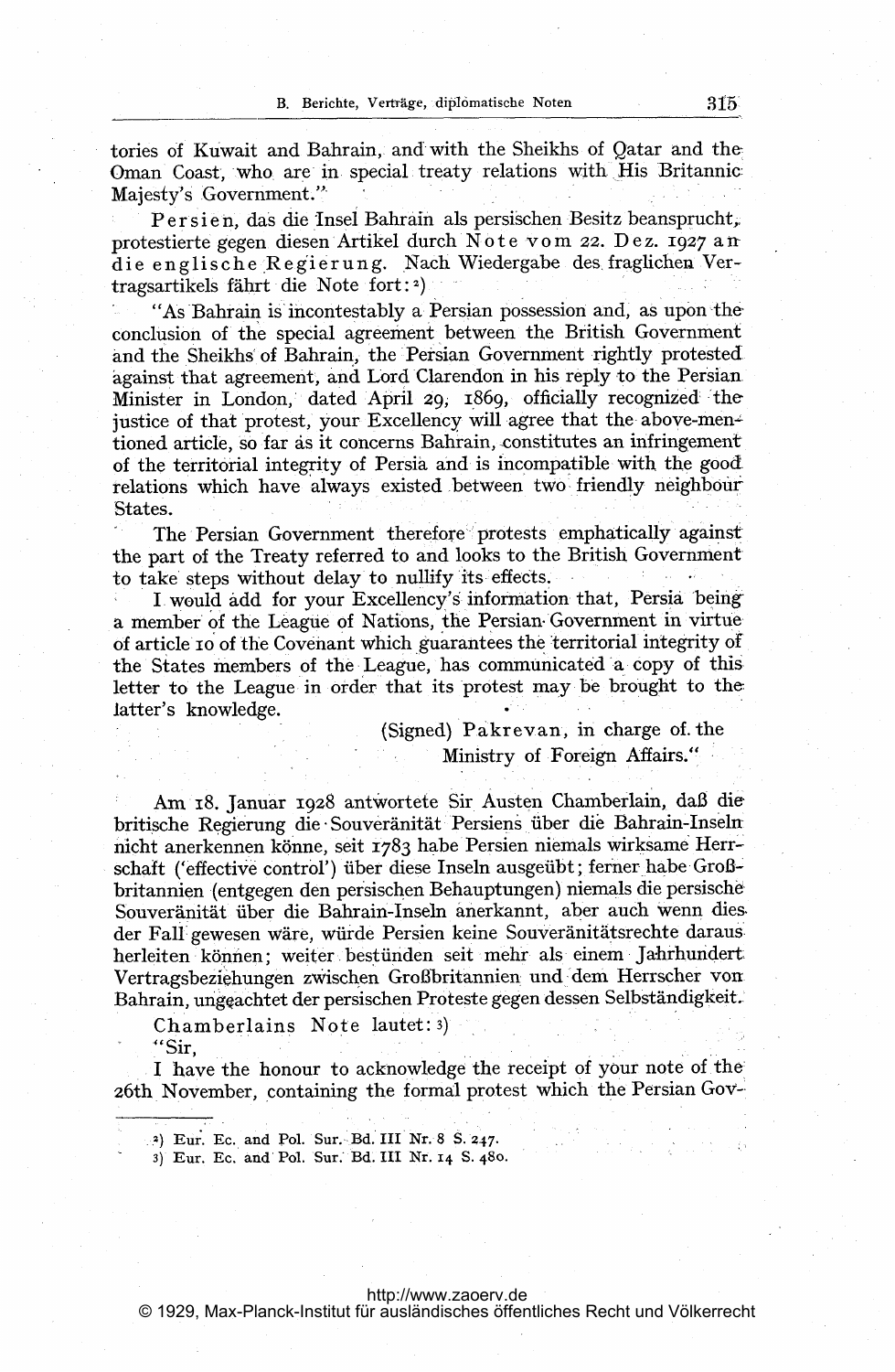tories of Kuwait and Bahrain, and with the Sheikhs of Qatar and the Oman Coast, who are in special treaty relations with His Britannic Majesty's Government."

Persien, das die Insel Bahrain als persischen Besitz beansprucht, protestierte gegen diesen Artikel durch Note vom 22. Dez. 1927 an die englische Regierung. Nach Wiedergabe des fraglichen Vertragsartikels fährt die Note fort:[2])

"As Bahrain is incontestably a Persian possession and, as upon the conclusion of the special agreement between the British Government and the Sheikhs of Bahrain, the Persian Government rightly protested against that agreement, and Lord Clarendon in his reply to the Persian Minister in London, dated April 29, 1869, officially recognized the justice of that protest, your Excellency will agree that the above-mentioned article, so far as it concerns Bahrain, constitutes an infringement of the territorial integrity of Persia and is incompatible with the good relations which have always existed between two friendly neighbour States.

The Persian Government therefore protests emphatically against the part of the Treaty referred to and looks to the British Government to take steps without delay to nullify its effects.

I would add for your Excellency's information that, Persia being a member of the League of Nations, the Persian Government in virtue of article 10 of the Covenant which guarantees the territorial integrity of the States members of the League, has communicated a copy of this letter to the League in order that its protest may be brought to the latter's knowledge.

(Signed) Pakrevan, in charge of the Ministry of Foreign Affairs."

Am 18. Januar 1928 antwortete Sir Austen Chamberlain, daß die britische Regierung die Souveränität Persiens über die Bahrain-Inseln nicht anerkennen könne, seit 1783 habe Persien niemals wirksame Herrschaft ('effective control') über diese Inseln ausgeübt; ferner habe Großbritannien (entgegen den persischen Behauptungen) niemals die persische Souveränität über die Bahrain-Inseln anerkannt, aber auch wenn dies der Fall gewesen wäre, würde Persien keine Souveränitätsrechte daraus herleiten können; weiter bestünden seit mehr als einem Jahrhundert Vertragsbeziehungen zwischen Großbritannien und dem Herrscher von Bahrain, ungeachtet der persischen Proteste gegen dessen Selbständigkeit.

Chamberlains Note lautet:[3])

"Sir,

I have the honour to acknowledge the receipt of your note of the 26th November, containing the formal protest which the Persian Gov-

---

[2]) Eur. Ec. and Pol. Sur. Bd. III Nr. 8 S. 247.

[3]) Eur. Ec. and Pol. Sur. Bd. III Nr. 14 S. 480.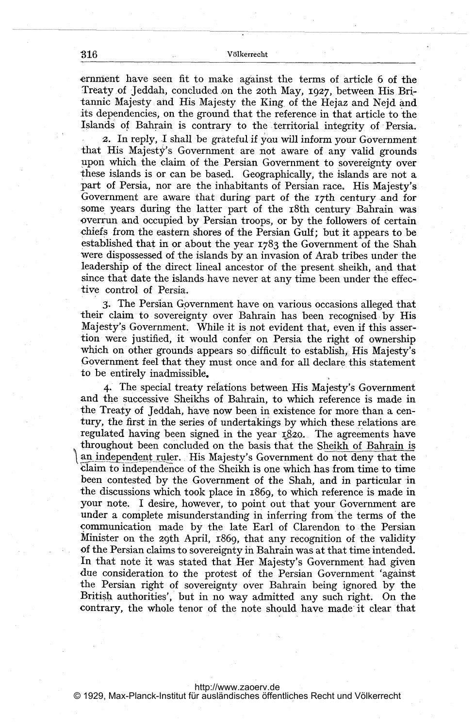ernment have seen fit to make against the terms of article 6 of the Treaty of Jeddah, concluded on the 20th May, 1927, between His Britannic Majesty and His Majesty the King of the Hejaz and Nejd and its dependencies, on the ground that the reference in that article to the Islands of Bahrain is contrary to the territorial integrity of Persia.

2. In reply, I shall be grateful if you will inform your Government that His Majesty's Government are not aware of any valid grounds upon which the claim of the Persian Government to sovereignty over these islands is or can be based. Geographically, the islands are not a part of Persia, nor are the inhabitants of Persian race. His Majesty's Government are aware that during part of the 17th century and for some years during the latter part of the 18th century Bahrain was overrun and occupied by Persian troops, or by the followers of certain chiefs from the eastern shores of the Persian Gulf; but it appears to be established that in or about the year 1783 the Government of the Shah were dispossessed of the islands by an invasion of Arab tribes under the leadership of the direct lineal ancestor of the present sheikh, and that since that date the islands have never at any time been under the effective control of Persia.

3. The Persian Government have on various occasions alleged that their claim to sovereignty over Bahrain has been recognised by His Majesty's Government. While it is not evident that, even if this assertion were justified, it would confer on Persia the right of ownership which on other grounds appears so difficult to establish, His Majesty's Government feel that they must once and for all declare this statement to be entirely inadmissible.

4. The special treaty relations between His Majesty's Government and the successive Sheikhs of Bahrain, to which reference is made in the Treaty of Jeddah, have now been in existence for more than a century, the first in the series of undertakings by which these relations are regulated having been signed in the year 1820. The agreements have throughout been concluded on the basis that the Sheikh of Bahrain is an independent ruler. His Majesty's Government do not deny that the claim to independence of the Sheikh is one which has from time to time been contested by the Government of the Shah, and in particular in the discussions which took place in 1869, to which reference is made in your note. I desire, however, to point out that your Government are under a complete misunderstanding in inferring from the terms of the communication made by the late Earl of Clarendon to the Persian Minister on the 29th April, 1869, that any recognition of the validity of the Persian claims to sovereignty in Bahrain was at that time intended. In that note it was stated that Her Majesty's Government had given due consideration to the protest of the Persian Government 'against the Persian right of sovereignty over Bahrain being ignored by the British authorities', but in no way admitted any such right. On the contrary, the whole tenor of the note should have made it clear that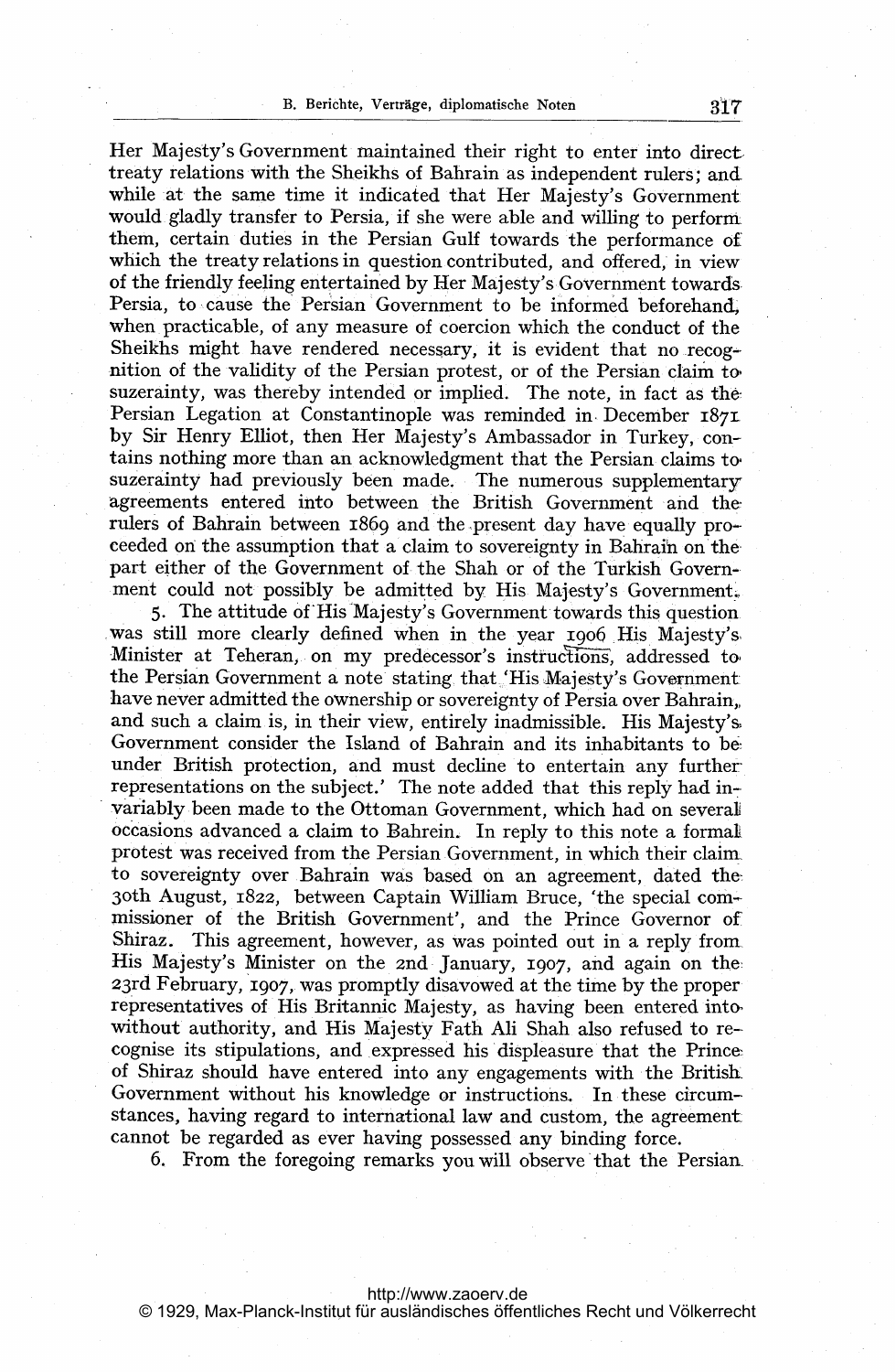Her Majesty's Government maintained their right to enter into direct treaty relations with the Sheikhs of Bahrain as independent rulers; and while at the same time it indicated that Her Majesty's Government would gladly transfer to Persia, if she were able and willing to perform them, certain duties in the Persian Gulf towards the performance of which the treaty relations in question contributed, and offered, in view of the friendly feeling entertained by Her Majesty's Government towards Persia, to cause the Persian Government to be informed beforehand, when practicable, of any measure of coercion which the conduct of the Sheikhs might have rendered necessary, it is evident that no recognition of the validity of the Persian protest, or of the Persian claim to suzerainty, was thereby intended or implied. The note, in fact as the Persian Legation at Constantinople was reminded in December 1871 by Sir Henry Elliot, then Her Majesty's Ambassador in Turkey, contains nothing more than an acknowledgment that the Persian claims to suzerainty had previously been made. The numerous supplementary agreements entered into between the British Government and the rulers of Bahrain between 1869 and the present day have equally proceeded on the assumption that a claim to sovereignty in Bahrain on the part either of the Government of the Shah or of the Turkish Government could not possibly be admitted by His Majesty's Government.

5. The attitude of His Majesty's Government towards this question was still more clearly defined when in the year 1906 His Majesty's Minister at Teheran, on my predecessor's instructions, addressed to the Persian Government a note stating that 'His Majesty's Government have never admitted the ownership or sovereignty of Persia over Bahrain, and such a claim is, in their view, entirely inadmissible. His Majesty's Government consider the Island of Bahrain and its inhabitants to be under British protection, and must decline to entertain any further representations on the subject.' The note added that this reply had invariably been made to the Ottoman Government, which had on several occasions advanced a claim to Bahrein. In reply to this note a formal protest was received from the Persian Government, in which their claim to sovereignty over Bahrain was based on an agreement, dated the 30th August, 1822, between Captain William Bruce, 'the special commissioner of the British Government', and the Prince Governor of Shiraz. This agreement, however, as was pointed out in a reply from His Majesty's Minister on the 2nd January, 1907, and again on the 23rd February, 1907, was promptly disavowed at the time by the proper representatives of His Britannic Majesty, as having been entered into without authority, and His Majesty Fath Ali Shah also refused to recognise its stipulations, and expressed his displeasure that the Prince of Shiraz should have entered into any engagements with the British Government without his knowledge or instructions. In these circumstances, having regard to international law and custom, the agreement cannot be regarded as ever having possessed any binding force.

6. From the foregoing remarks you will observe that the Persian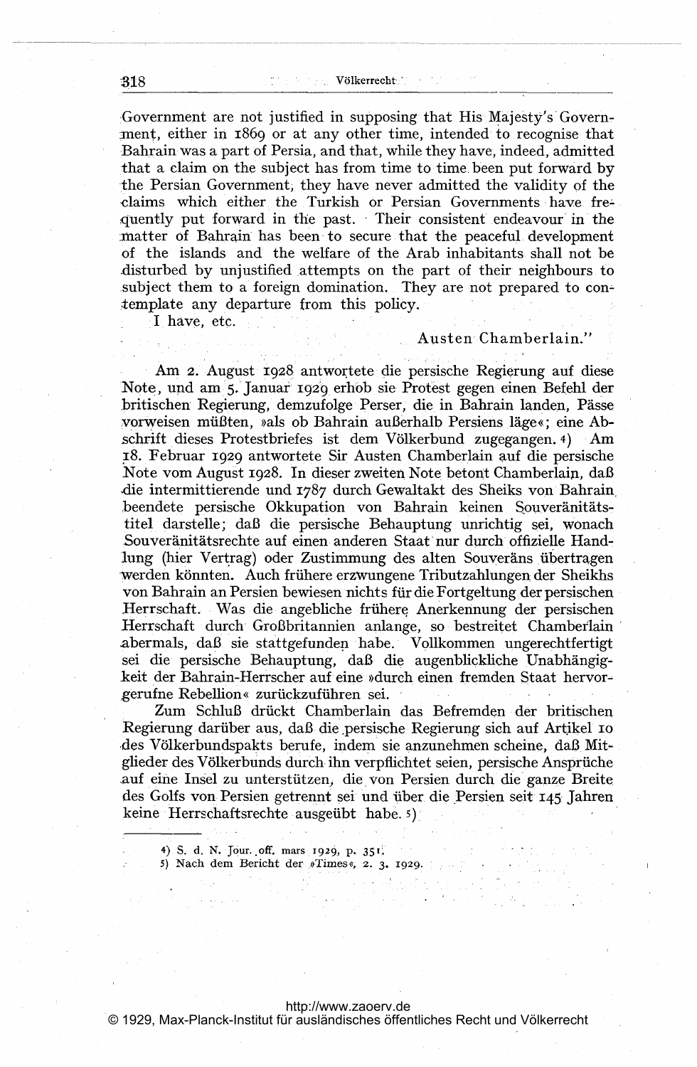Government are not justified in supposing that His Majesty's Government, either in 1869 or at any other time, intended to recognise that Bahrain was a part of Persia, and that, while they have, indeed, admitted that a claim on the subject has from time to time been put forward by the Persian Government, they have never admitted the validity of the claims which either the Turkish or Persian Governments have frequently put forward in the past. Their consistent endeavour in the matter of Bahrain has been to secure that the peaceful development of the islands and the welfare of the Arab inhabitants shall not be disturbed by unjustified attempts on the part of their neighbours to subject them to a foreign domination. They are not prepared to contemplate any departure from this policy.

I have, etc.

Austen Chamberlain."

Am 2. August 1928 antwortete die persische Regierung auf diese Note, und am 5. Januar 1929 erhob sie Protest gegen einen Befehl der britischen Regierung, demzufolge Perser, die in Bahrain landen, Pässe vorweisen müßten, »als ob Bahrain außerhalb Persiens läge«; eine Abschrift dieses Protestbriefes ist dem Völkerbund zugegangen.[4] Am 18. Februar 1929 antwortete Sir Austen Chamberlain auf die persische Note vom August 1928. In dieser zweiten Note betont Chamberlain, daß die intermittierende und 1787 durch Gewaltakt des Sheiks von Bahrain beendete persische Okkupation von Bahrain keinen Souveränitätstitel darstelle; daß die persische Behauptung unrichtig sei, wonach Souveränitätsrechte auf einen anderen Staat nur durch offizielle Handlung (hier Vertrag) oder Zustimmung des alten Souveräns übertragen werden könnten. Auch frühere erzwungene Tributzahlungen der Sheikhs von Bahrain an Persien bewiesen nichts für die Fortgeltung der persischen Herrschaft. Was die angebliche frühere Anerkennung der persischen Herrschaft durch Großbritannien anlange, so bestreitet Chamberlain abermals, daß sie stattgefunden habe. Vollkommen ungerechtfertigt sei die persische Behauptung, daß die augenblickliche Unabhängigkeit der Bahrain-Herrscher auf eine »durch einen fremden Staat hervorgerufne Rebellion« zurückzuführen sei.

Zum Schluß drückt Chamberlain das Befremden der britischen Regierung darüber aus, daß die persische Regierung sich auf Artikel 10 des Völkerbundspakts berufe, indem sie anzunehmen scheine, daß Mitglieder des Völkerbunds durch ihn verpflichtet seien, persische Ansprüche auf eine Insel zu unterstützen, die von Persien durch die ganze Breite des Golfs von Persien getrennt sei und über die Persien seit 145 Jahren keine Herrschaftsrechte ausgeübt habe.[5]

---

4) S. d. N. Jour. off. mars 1929, p. 351.

5) Nach dem Bericht der »Times«, 2. 3. 1929.